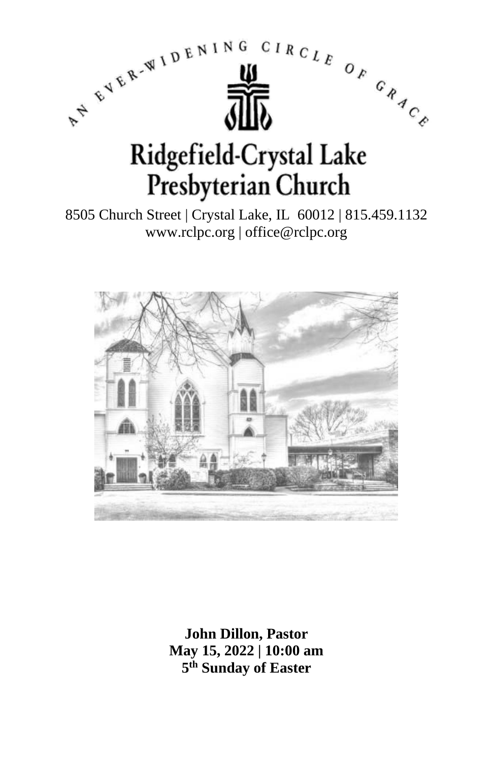AN EVER-WIDENING CIRCLE OF GRACE

# Ridgefield-Crystal Lake Presbyterian Church

8505 Church Street | Crystal Lake, IL 60012 | 815.459.1132
www.rclpc.org | office@rclpc.org

**John Dillon, Pastor**
**May 15, 2022 | 10:00 am**
**5th Sunday of Easter**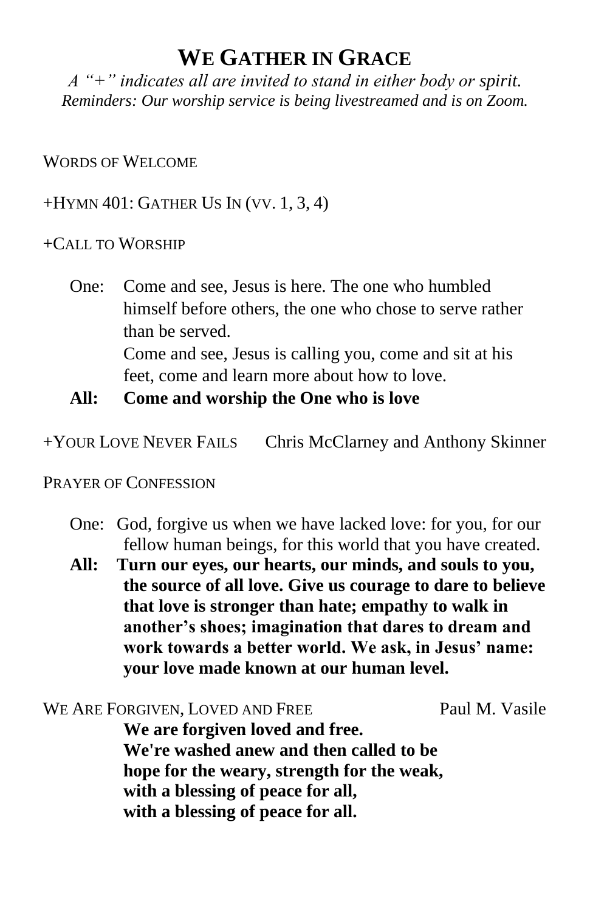# WE GATHER IN GRACE

*A "+" indicates all are invited to stand in either body or spirit.*
*Reminders: Our worship service is being livestreamed and is on Zoom.*

WORDS OF WELCOME

+HYMN 401: GATHER US IN (VV. 1, 3, 4)

+CALL TO WORSHIP

One: Come and see, Jesus is here. The one who humbled himself before others, the one who chose to serve rather than be served.
Come and see, Jesus is calling you, come and sit at his feet, come and learn more about how to love.

**All: Come and worship the One who is love**

+YOUR LOVE NEVER FAILS Chris McClarney and Anthony Skinner

PRAYER OF CONFESSION

One: God, forgive us when we have lacked love: for you, for our fellow human beings, for this world that you have created.

**All: Turn our eyes, our hearts, our minds, and souls to you, the source of all love. Give us courage to dare to believe that love is stronger than hate; empathy to walk in another's shoes; imagination that dares to dream and work towards a better world. We ask, in Jesus' name: your love made known at our human level.**

WE ARE FORGIVEN, LOVED AND FREE Paul M. Vasile

**We are forgiven loved and free.**
**We're washed anew and then called to be**
**hope for the weary, strength for the weak,**
**with a blessing of peace for all,**
**with a blessing of peace for all.**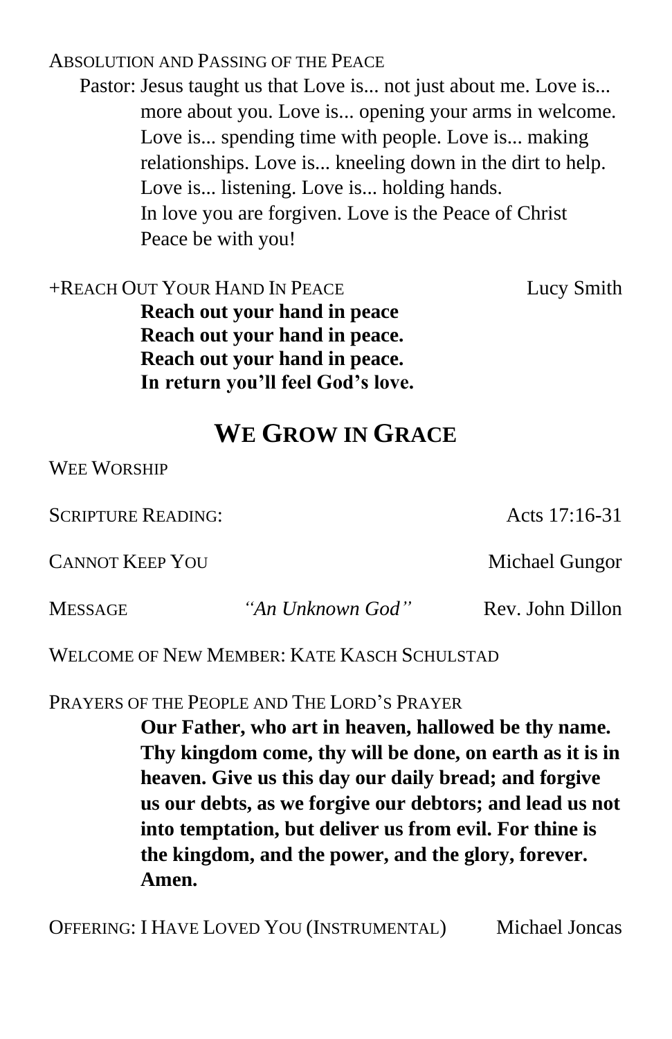ABSOLUTION AND PASSING OF THE PEACE

Pastor: Jesus taught us that Love is... not just about me. Love is... more about you. Love is... opening your arms in welcome. Love is... spending time with people. Love is... making relationships. Love is... kneeling down in the dirt to help. Love is... listening. Love is... holding hands.
In love you are forgiven. Love is the Peace of Christ
Peace be with you!

+REACH OUT YOUR HAND IN PEACE — Lucy Smith

**Reach out your hand in peace**
**Reach out your hand in peace.**
**Reach out your hand in peace.**
**In return you'll feel God's love.**

## WE GROW IN GRACE

WEE WORSHIP

SCRIPTURE READING: — Acts 17:16-31

CANNOT KEEP YOU — Michael Gungor

MESSAGE — *"An Unknown God"* — Rev. John Dillon

WELCOME OF NEW MEMBER: KATE KASCH SCHULSTAD

PRAYERS OF THE PEOPLE AND THE LORD'S PRAYER

**Our Father, who art in heaven, hallowed be thy name. Thy kingdom come, thy will be done, on earth as it is in heaven. Give us this day our daily bread; and forgive us our debts, as we forgive our debtors; and lead us not into temptation, but deliver us from evil. For thine is the kingdom, and the power, and the glory, forever. Amen.**

OFFERING: I HAVE LOVED YOU (INSTRUMENTAL) — Michael Joncas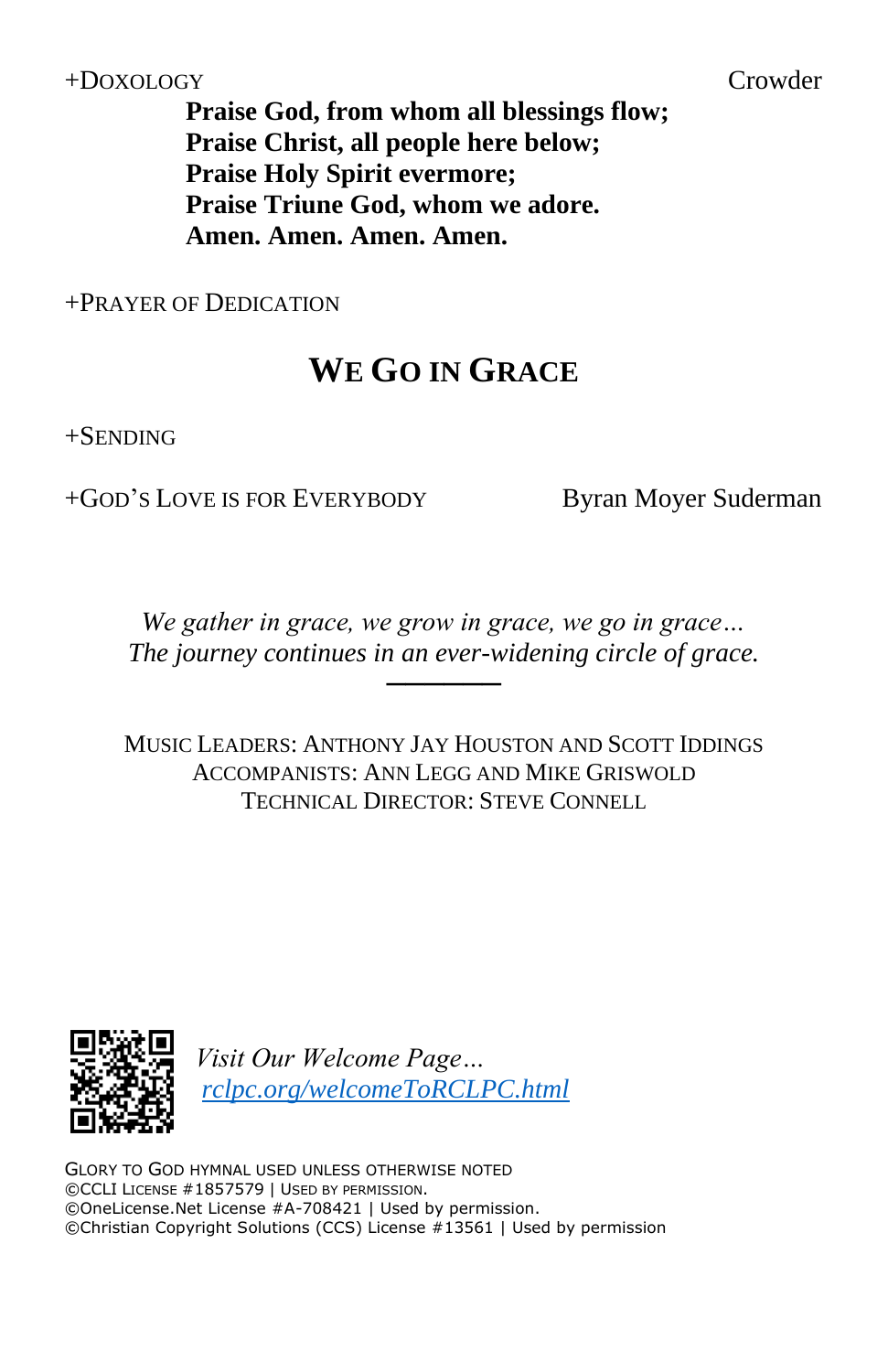+DOXOLOGY Crowder

**Praise God, from whom all blessings flow;**
**Praise Christ, all people here below;**
**Praise Holy Spirit evermore;**
**Praise Triune God, whom we adore.**
**Amen. Amen. Amen. Amen.**

+PRAYER OF DEDICATION

## WE GO IN GRACE

+SENDING

+GOD'S LOVE IS FOR EVERYBODY Byran Moyer Suderman

*We gather in grace, we grow in grace, we go in grace…*
*The journey continues in an ever-widening circle of grace.*

---

MUSIC LEADERS: ANTHONY JAY HOUSTON AND SCOTT IDDINGS
ACCOMPANISTS: ANN LEGG AND MIKE GRISWOLD
TECHNICAL DIRECTOR: STEVE CONNELL

*Visit Our Welcome Page…*
*rclpc.org/welcomeToRCLPC.html*

GLORY TO GOD HYMNAL USED UNLESS OTHERWISE NOTED
©CCLI LICENSE #1857579 | USED BY PERMISSION.
©OneLicense.Net License #A-708421 | Used by permission.
©Christian Copyright Solutions (CCS) License #13561 | Used by permission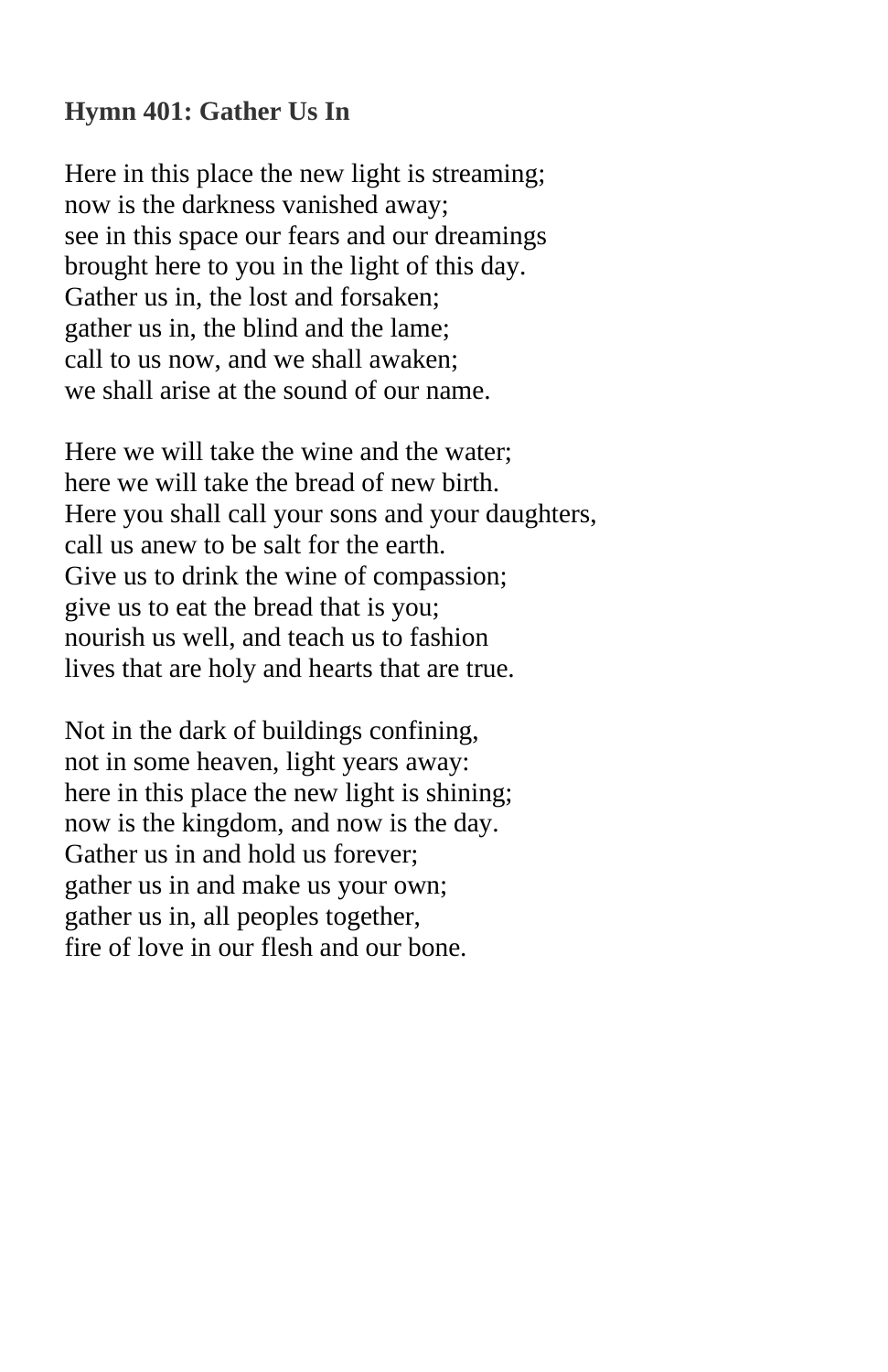**Hymn 401: Gather Us In**

Here in this place the new light is streaming;  
now is the darkness vanished away;  
see in this space our fears and our dreamings  
brought here to you in the light of this day.  
Gather us in, the lost and forsaken;  
gather us in, the blind and the lame;  
call to us now, and we shall awaken;  
we shall arise at the sound of our name.

Here we will take the wine and the water;  
here we will take the bread of new birth.  
Here you shall call your sons and your daughters,  
call us anew to be salt for the earth.  
Give us to drink the wine of compassion;  
give us to eat the bread that is you;  
nourish us well, and teach us to fashion  
lives that are holy and hearts that are true.

Not in the dark of buildings confining,  
not in some heaven, light years away:  
here in this place the new light is shining;  
now is the kingdom, and now is the day.  
Gather us in and hold us forever;  
gather us in and make us your own;  
gather us in, all peoples together,  
fire of love in our flesh and our bone.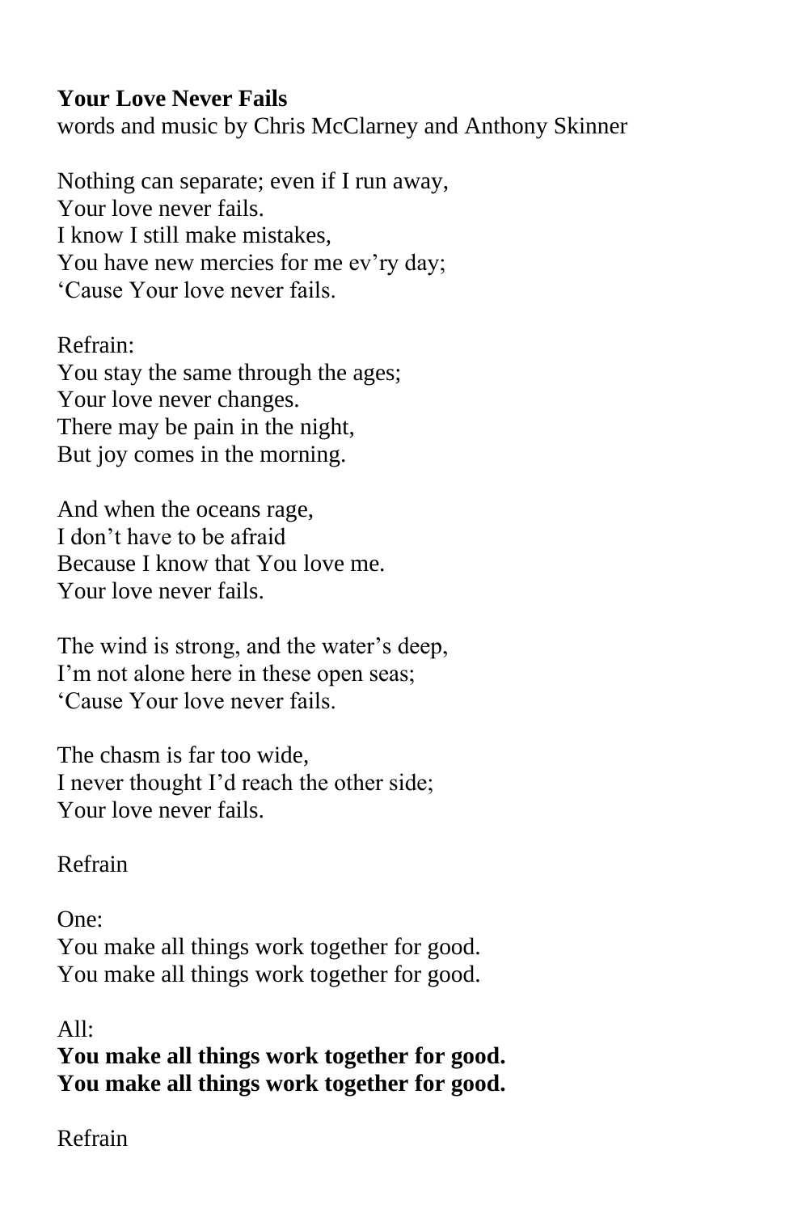**Your Love Never Fails**
words and music by Chris McClarney and Anthony Skinner

Nothing can separate; even if I run away,
Your love never fails.
I know I still make mistakes,
You have new mercies for me ev'ry day;
'Cause Your love never fails.

Refrain:
You stay the same through the ages;
Your love never changes.
There may be pain in the night,
But joy comes in the morning.

And when the oceans rage,
I don't have to be afraid
Because I know that You love me.
Your love never fails.

The wind is strong, and the water's deep,
I'm not alone here in these open seas;
'Cause Your love never fails.

The chasm is far too wide,
I never thought I'd reach the other side;
Your love never fails.

Refrain

One:
You make all things work together for good.
You make all things work together for good.

All:
**You make all things work together for good.**
**You make all things work together for good.**

Refrain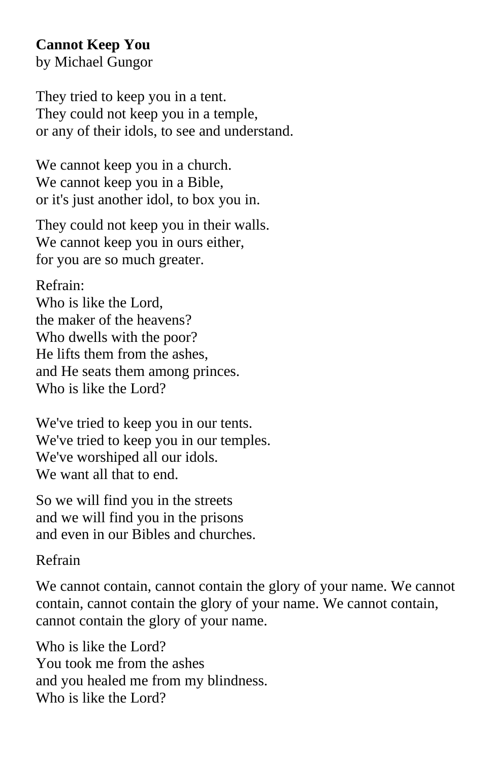**Cannot Keep You**
by Michael Gungor

They tried to keep you in a tent.
They could not keep you in a temple,
or any of their idols, to see and understand.

We cannot keep you in a church.
We cannot keep you in a Bible,
or it's just another idol, to box you in.

They could not keep you in their walls.
We cannot keep you in ours either,
for you are so much greater.

Refrain:
Who is like the Lord,
the maker of the heavens?
Who dwells with the poor?
He lifts them from the ashes,
and He seats them among princes.
Who is like the Lord?

We've tried to keep you in our tents.
We've tried to keep you in our temples.
We've worshiped all our idols.
We want all that to end.

So we will find you in the streets
and we will find you in the prisons
and even in our Bibles and churches.

Refrain

We cannot contain, cannot contain the glory of your name. We cannot contain, cannot contain the glory of your name. We cannot contain, cannot contain the glory of your name.

Who is like the Lord?
You took me from the ashes
and you healed me from my blindness.
Who is like the Lord?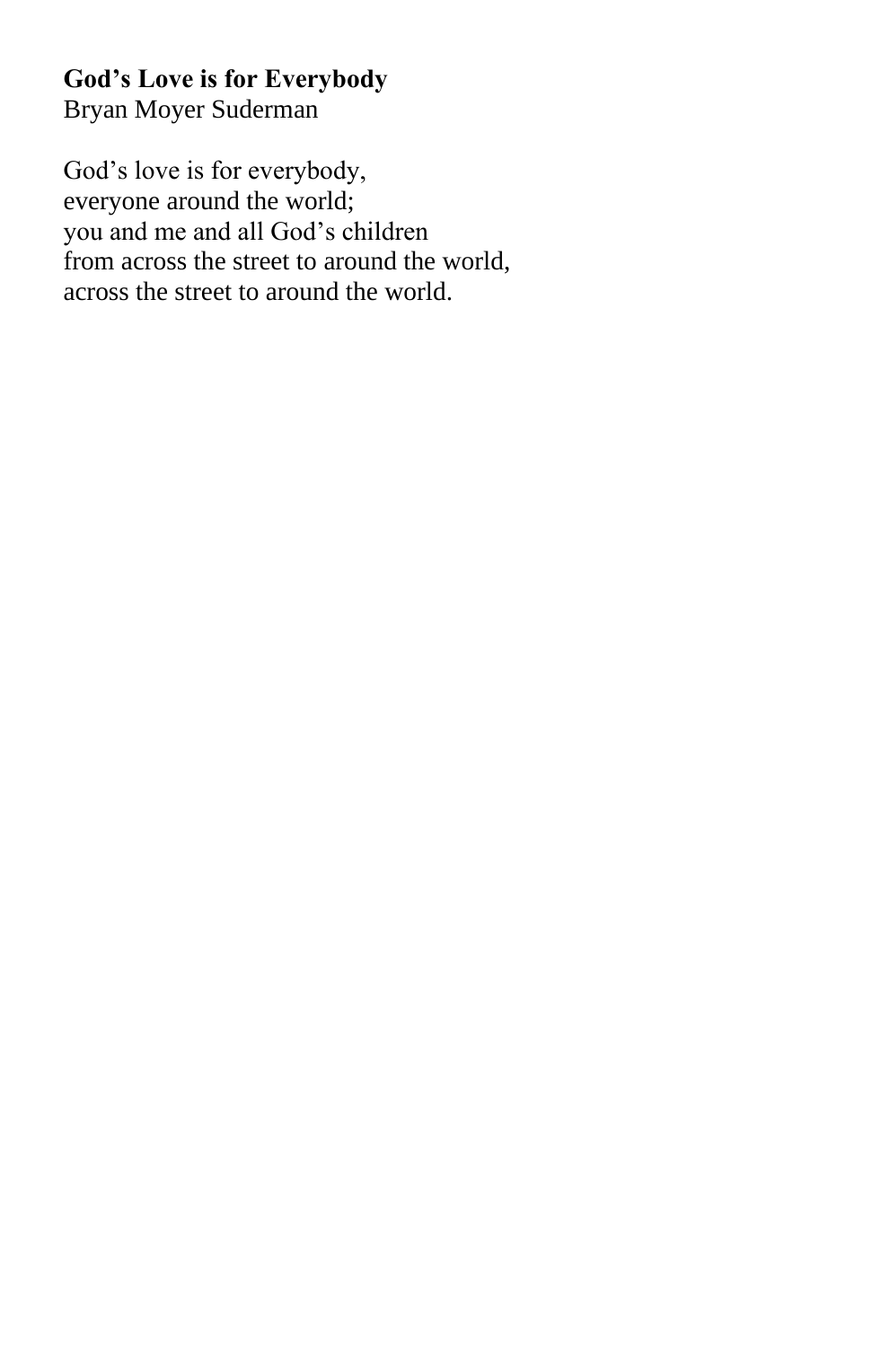**God’s Love is for Everybody**
Bryan Moyer Suderman

God’s love is for everybody,
everyone around the world;
you and me and all God’s children
from across the street to around the world,
across the street to around the world.